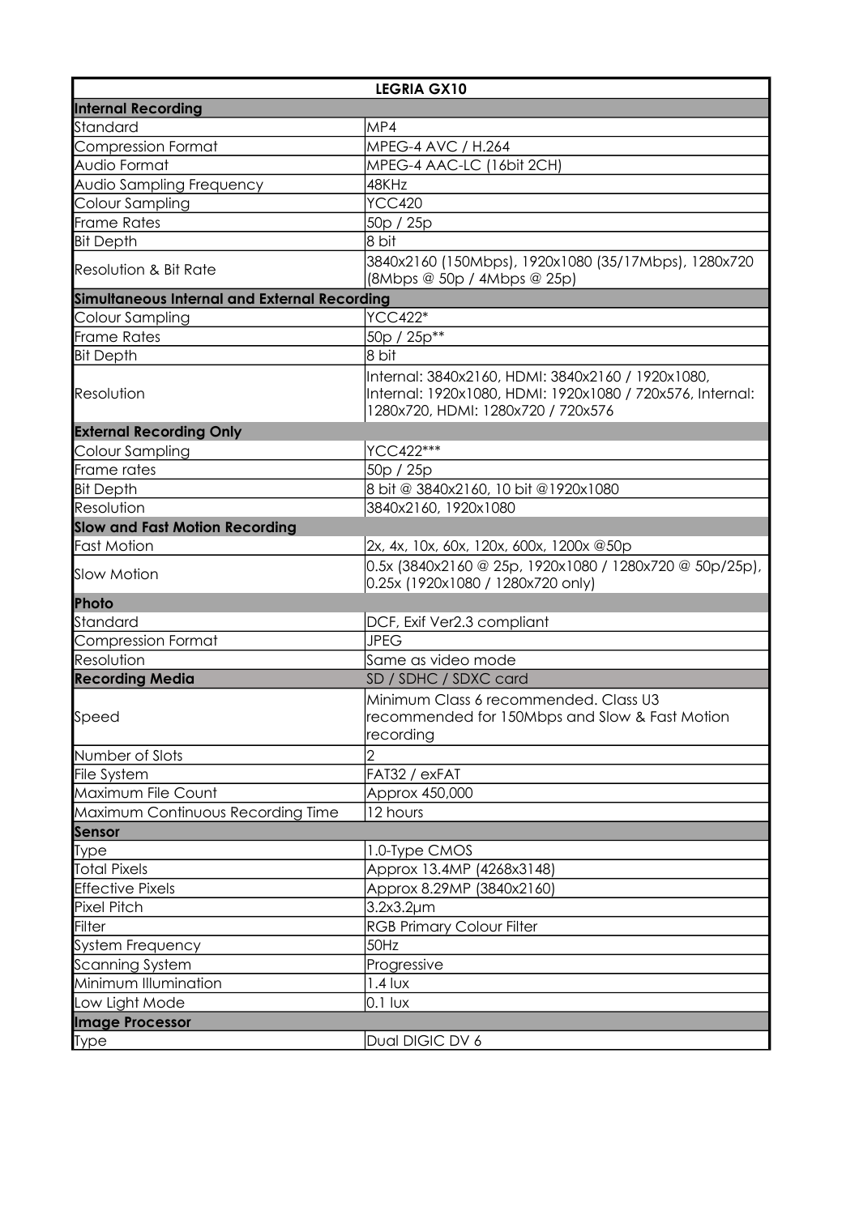| LEGRIA GX10 | |
|---|---|
| **Internal Recording** | |
| Standard | MP4 |
| Compression Format | MPEG-4 AVC / H.264 |
| Audio Format | MPEG-4 AAC-LC (16bit 2CH) |
| Audio Sampling Frequency | 48KHz |
| Colour Sampling | YCC420 |
| Frame Rates | 50p / 25p |
| Bit Depth | 8 bit |
| Resolution & Bit Rate | 3840x2160 (150Mbps), 1920x1080 (35/17Mbps), 1280x720 (8Mbps @ 50p / 4Mbps @ 25p) |
| **Simultaneous Internal and External Recording** | |
| Colour Sampling | YCC422* |
| Frame Rates | 50p / 25p** |
| Bit Depth | 8 bit |
| Resolution | Internal: 3840x2160, HDMI: 3840x2160 / 1920x1080, Internal: 1920x1080, HDMI: 1920x1080 / 720x576, Internal: 1280x720, HDMI: 1280x720 / 720x576 |
| **External Recording Only** | |
| Colour Sampling | YCC422*** |
| Frame rates | 50p / 25p |
| Bit Depth | 8 bit @ 3840x2160, 10 bit @1920x1080 |
| Resolution | 3840x2160, 1920x1080 |
| **Slow and Fast Motion Recording** | |
| Fast Motion | 2x, 4x, 10x, 60x, 120x, 600x, 1200x @50p |
| Slow Motion | 0.5x (3840x2160 @ 25p, 1920x1080 / 1280x720 @ 50p/25p), 0.25x (1920x1080 / 1280x720 only) |
| **Photo** | |
| Standard | DCF, Exif Ver2.3 compliant |
| Compression Format | JPEG |
| Resolution | Same as video mode |
| **Recording Media** | SD / SDHC / SDXC card |
| Speed | Minimum Class 6 recommended. Class U3 recommended for 150Mbps and Slow & Fast Motion recording |
| Number of Slots | 2 |
| File System | FAT32 / exFAT |
| Maximum File Count | Approx 450,000 |
| Maximum Continuous Recording Time | 12 hours |
| **Sensor** | |
| Type | 1.0-Type CMOS |
| Total Pixels | Approx 13.4MP (4268x3148) |
| Effective Pixels | Approx 8.29MP (3840x2160) |
| Pixel Pitch | 3.2x3.2µm |
| Filter | RGB Primary Colour Filter |
| System Frequency | 50Hz |
| Scanning System | Progressive |
| Minimum Illumination | 1.4 lux |
| Low Light Mode | 0.1 lux |
| **Image Processor** | |
| Type | Dual DIGIC DV 6 |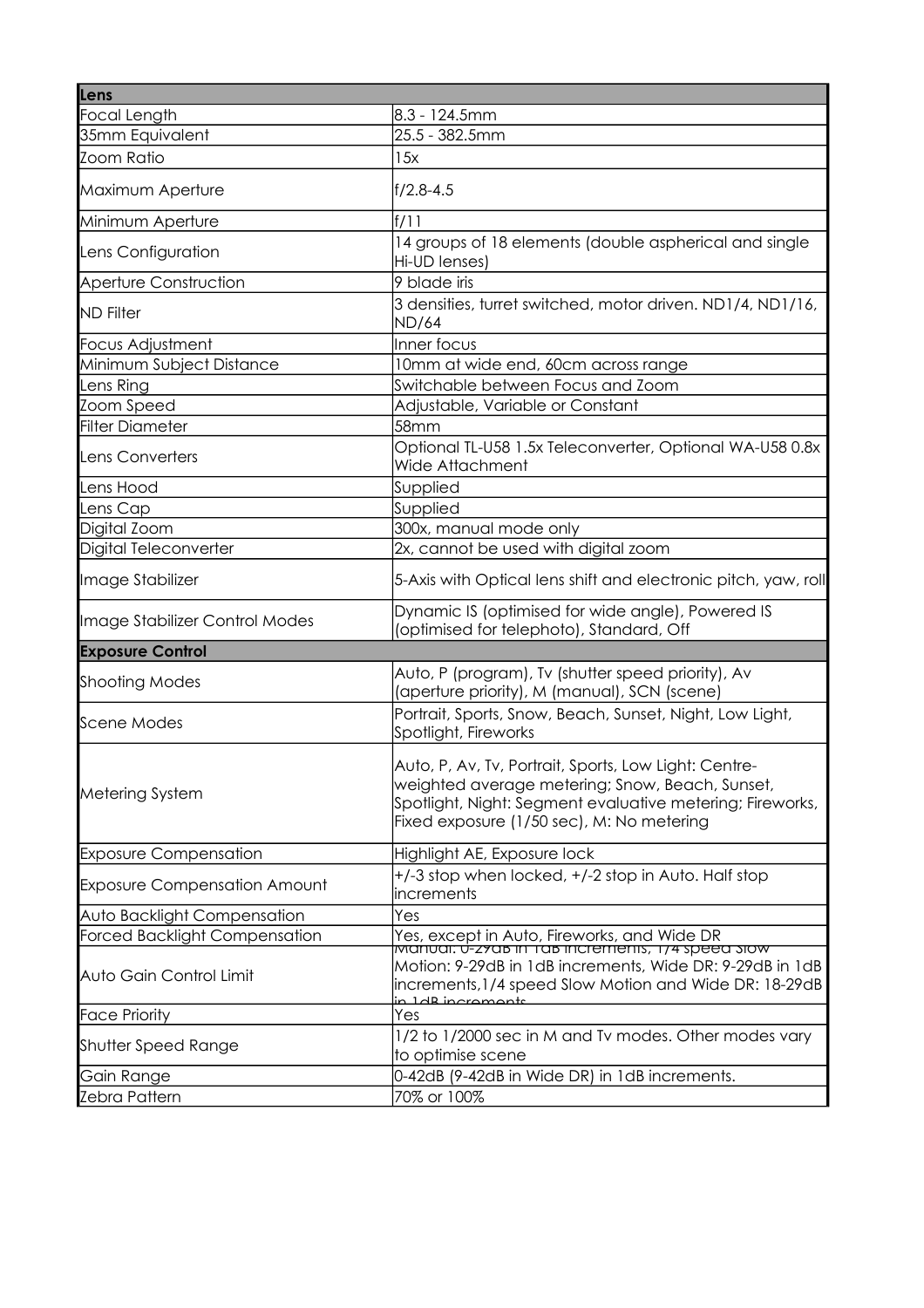| Lens | |
|---|---|
| Focal Length | 8.3 - 124.5mm |
| 35mm Equivalent | 25.5 - 382.5mm |
| Zoom Ratio | 15x |
| Maximum Aperture | f/2.8-4.5 |
| Minimum Aperture | f/11 |
| Lens Configuration | 14 groups of 18 elements (double aspherical and single Hi-UD lenses) |
| Aperture Construction | 9 blade iris |
| ND Filter | 3 densities, turret switched, motor driven. ND1/4, ND1/16, ND/64 |
| Focus Adjustment | Inner focus |
| Minimum Subject Distance | 10mm at wide end, 60cm across range |
| Lens Ring | Switchable between Focus and Zoom |
| Zoom Speed | Adjustable, Variable or Constant |
| Filter Diameter | 58mm |
| Lens Converters | Optional TL-U58 1.5x Teleconverter, Optional WA-U58 0.8x Wide Attachment |
| Lens Hood | Supplied |
| Lens Cap | Supplied |
| Digital Zoom | 300x, manual mode only |
| Digital Teleconverter | 2x, cannot be used with digital zoom |
| Image Stabilizer | 5-Axis with Optical lens shift and electronic pitch, yaw, roll |
| Image Stabilizer Control Modes | Dynamic IS (optimised for wide angle), Powered IS (optimised for telephoto), Standard, Off |
| **Exposure Control** | |
| Shooting Modes | Auto, P (program), Tv (shutter speed priority), Av (aperture priority), M (manual), SCN (scene) |
| Scene Modes | Portrait, Sports, Snow, Beach, Sunset, Night, Low Light, Spotlight, Fireworks |
| Metering System | Auto, P, Av, Tv, Portrait, Sports, Low Light: Centre-weighted average metering; Snow, Beach, Sunset, Spotlight, Night: Segment evaluative metering; Fireworks, Fixed exposure (1/50 sec), M: No metering |
| Exposure Compensation | Highlight AE, Exposure lock |
| Exposure Compensation Amount | +/-3 stop when locked, +/-2 stop in Auto. Half stop increments |
| Auto Backlight Compensation | Yes |
| Forced Backlight Compensation | Yes, except in Auto, Fireworks, and Wide DR |
| Auto Gain Control Limit | Manual: 0-29dB in 1dB increments, 1/4 speed Slow Motion: 9-29dB in 1dB increments, Wide DR: 9-29dB in 1dB increments,1/4 speed Slow Motion and Wide DR: 18-29dB in 1dB increments |
| Face Priority | Yes |
| Shutter Speed Range | 1/2 to 1/2000 sec in M and Tv modes. Other modes vary to optimise scene |
| Gain Range | 0-42dB (9-42dB in Wide DR) in 1dB increments. |
| Zebra Pattern | 70% or 100% |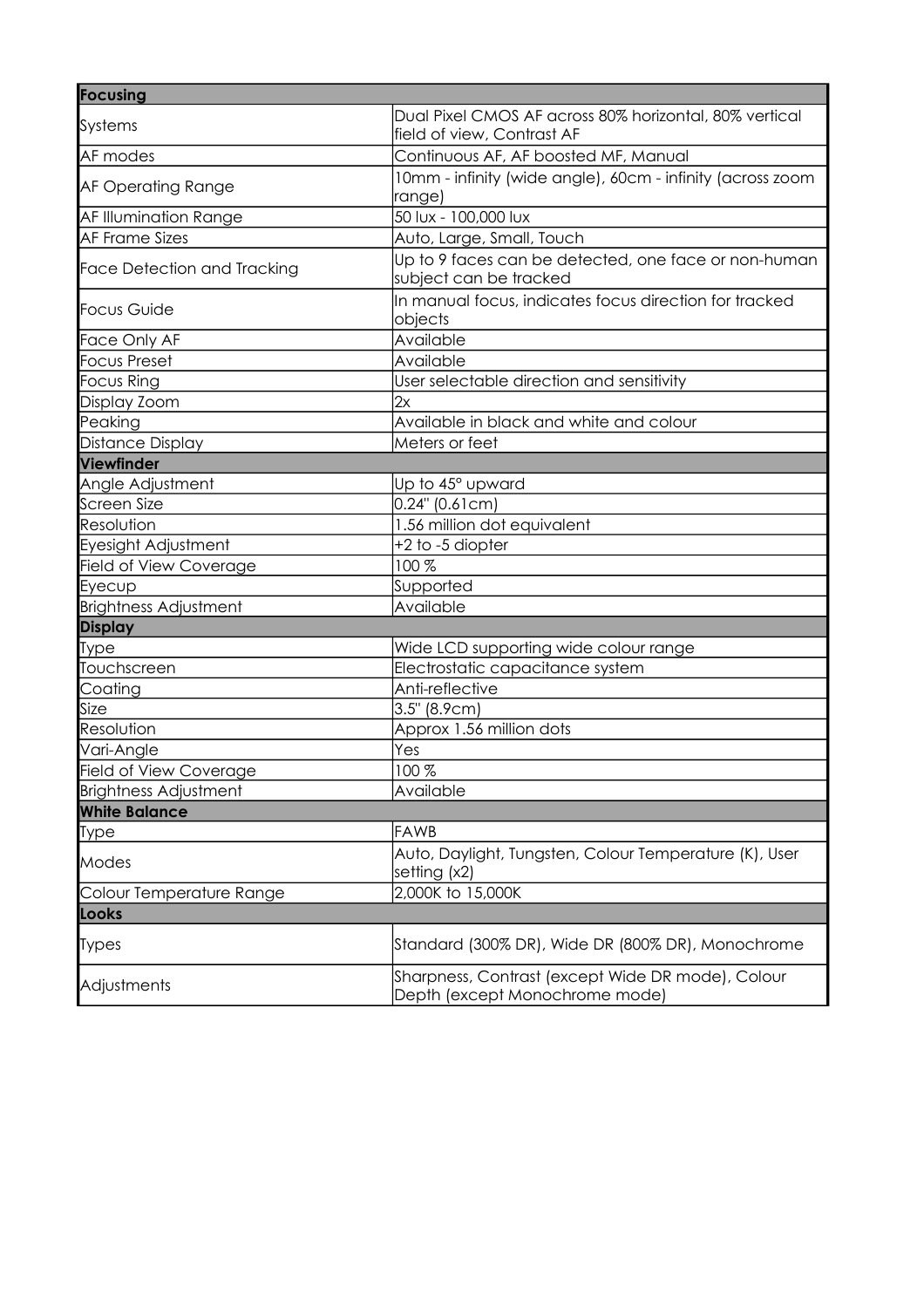| Focusing | |
|---|---|
| Systems | Dual Pixel CMOS AF across 80% horizontal, 80% vertical field of view, Contrast AF |
| AF modes | Continuous AF, AF boosted MF, Manual |
| AF Operating Range | 10mm - infinity (wide angle), 60cm - infinity (across zoom range) |
| AF Illumination Range | 50 lux - 100,000 lux |
| AF Frame Sizes | Auto, Large, Small, Touch |
| Face Detection and Tracking | Up to 9 faces can be detected, one face or non-human subject can be tracked |
| Focus Guide | In manual focus, indicates focus direction for tracked objects |
| Face Only AF | Available |
| Focus Preset | Available |
| Focus Ring | User selectable direction and sensitivity |
| Display Zoom | 2x |
| Peaking | Available in black and white and colour |
| Distance Display | Meters or feet |
| **Viewfinder** | |
| Angle Adjustment | Up to 45° upward |
| Screen Size | 0.24" (0.61cm) |
| Resolution | 1.56 million dot equivalent |
| Eyesight Adjustment | +2 to -5 diopter |
| Field of View Coverage | 100 % |
| Eyecup | Supported |
| Brightness Adjustment | Available |
| **Display** | |
| Type | Wide LCD supporting wide colour range |
| Touchscreen | Electrostatic capacitance system |
| Coating | Anti-reflective |
| Size | 3.5" (8.9cm) |
| Resolution | Approx 1.56 million dots |
| Vari-Angle | Yes |
| Field of View Coverage | 100 % |
| Brightness Adjustment | Available |
| **White Balance** | |
| Type | FAWB |
| Modes | Auto, Daylight, Tungsten, Colour Temperature (K), User setting (x2) |
| Colour Temperature Range | 2,000K to 15,000K |
| **Looks** | |
| Types | Standard (300% DR), Wide DR (800% DR), Monochrome |
| Adjustments | Sharpness, Contrast (except Wide DR mode), Colour Depth (except Monochrome mode) |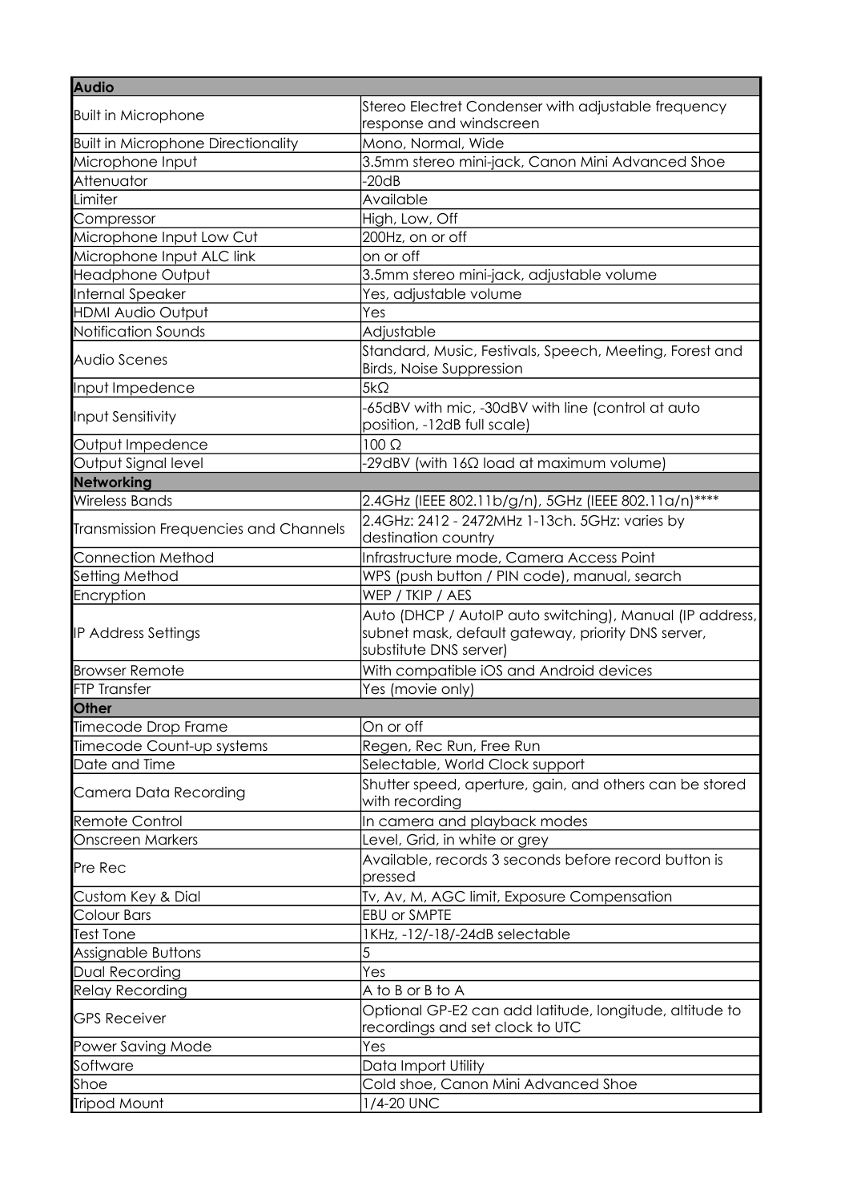| Audio | |
|---|---|
| Built in Microphone | Stereo Electret Condenser with adjustable frequency response and windscreen |
| Built in Microphone Directionality | Mono, Normal, Wide |
| Microphone Input | 3.5mm stereo mini-jack, Canon Mini Advanced Shoe |
| Attenuator | -20dB |
| Limiter | Available |
| Compressor | High, Low, Off |
| Microphone Input Low Cut | 200Hz, on or off |
| Microphone Input ALC link | on or off |
| Headphone Output | 3.5mm stereo mini-jack, adjustable volume |
| Internal Speaker | Yes, adjustable volume |
| HDMI Audio Output | Yes |
| Notification Sounds | Adjustable |
| Audio Scenes | Standard, Music, Festivals, Speech, Meeting, Forest and Birds, Noise Suppression |
| Input Impedence | 5kΩ |
| Input Sensitivity | -65dBV with mic, -30dBV with line (control at auto position, -12dB full scale) |
| Output Impedence | 100 Ω |
| Output Signal level | -29dBV (with 16Ω load at maximum volume) |
| **Networking** | |
| Wireless Bands | 2.4GHz (IEEE 802.11b/g/n), 5GHz (IEEE 802.11a/n)**** |
| Transmission Frequencies and Channels | 2.4GHz: 2412 - 2472MHz 1-13ch. 5GHz: varies by destination country |
| Connection Method | Infrastructure mode, Camera Access Point |
| Setting Method | WPS (push button / PIN code), manual, search |
| Encryption | WEP / TKIP / AES |
| IP Address Settings | Auto (DHCP / AutoIP auto switching), Manual (IP address, subnet mask, default gateway, priority DNS server, substitute DNS server) |
| Browser Remote | With compatible iOS and Android devices |
| FTP Transfer | Yes (movie only) |
| **Other** | |
| Timecode Drop Frame | On or off |
| Timecode Count-up systems | Regen, Rec Run, Free Run |
| Date and Time | Selectable, World Clock support |
| Camera Data Recording | Shutter speed, aperture, gain, and others can be stored with recording |
| Remote Control | In camera and playback modes |
| Onscreen Markers | Level, Grid, in white or grey |
| Pre Rec | Available, records 3 seconds before record button is pressed |
| Custom Key & Dial | Tv, Av, M, AGC limit, Exposure Compensation |
| Colour Bars | EBU or SMPTE |
| Test Tone | 1KHz, -12/-18/-24dB selectable |
| Assignable Buttons | 5 |
| Dual Recording | Yes |
| Relay Recording | A to B or B to A |
| GPS Receiver | Optional GP-E2 can add latitude, longitude, altitude to recordings and set clock to UTC |
| Power Saving Mode | Yes |
| Software | Data Import Utility |
| Shoe | Cold shoe, Canon Mini Advanced Shoe |
| Tripod Mount | 1/4-20 UNC |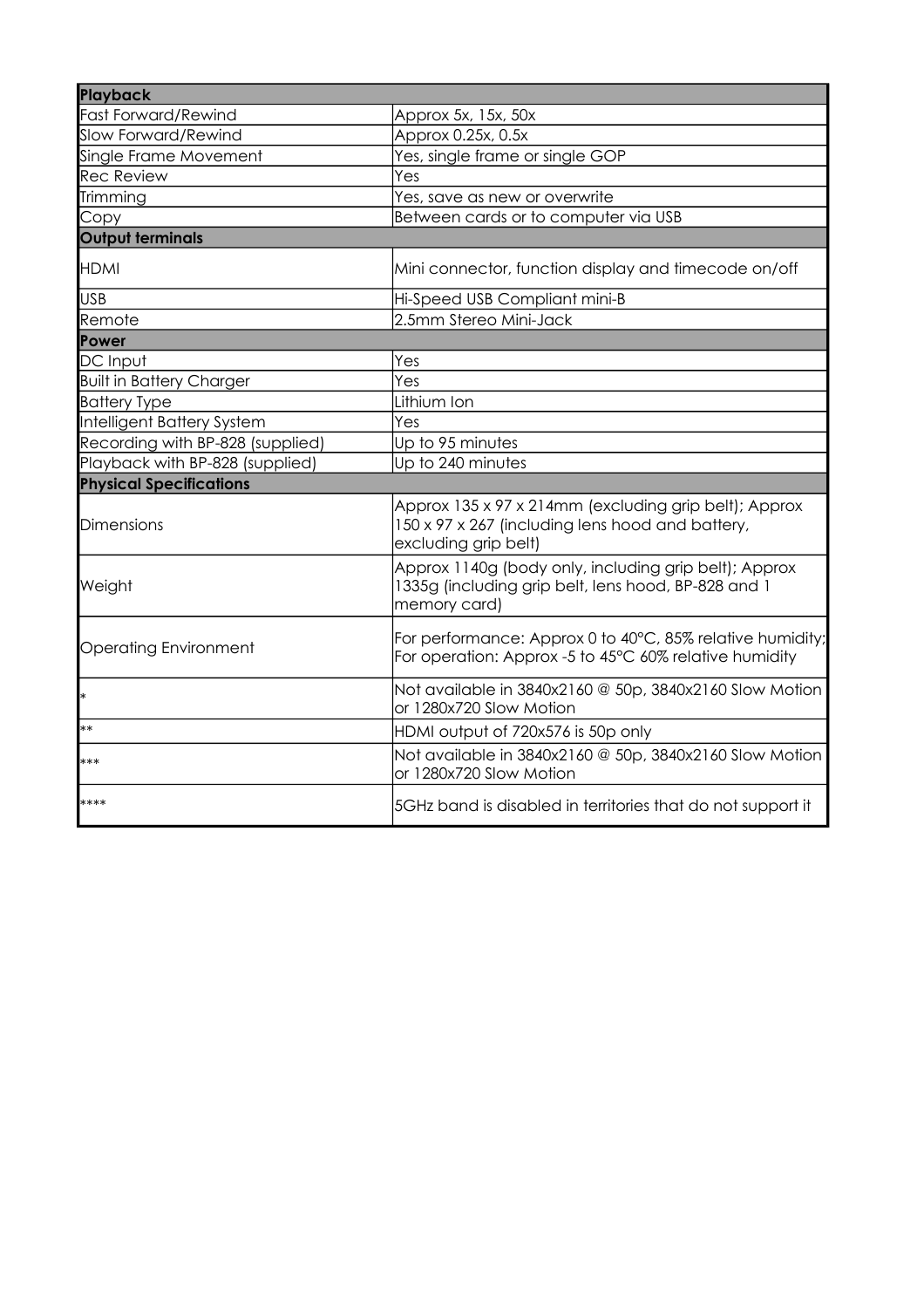| | |
|---|---|
| **Playback** | |
| Fast Forward/Rewind | Approx 5x, 15x, 50x |
| Slow Forward/Rewind | Approx 0.25x, 0.5x |
| Single Frame Movement | Yes, single frame or single GOP |
| Rec Review | Yes |
| Trimming | Yes, save as new or overwrite |
| Copy | Between cards or to computer via USB |
| **Output terminals** | |
| HDMI | Mini connector, function display and timecode on/off |
| USB | Hi-Speed USB Compliant mini-B |
| Remote | 2.5mm Stereo Mini-Jack |
| **Power** | |
| DC Input | Yes |
| Built in Battery Charger | Yes |
| Battery Type | Lithium Ion |
| Intelligent Battery System | Yes |
| Recording with BP-828 (supplied) | Up to 95 minutes |
| Playback with BP-828 (supplied) | Up to 240 minutes |
| **Physical Specifications** | |
| Dimensions | Approx 135 x 97 x 214mm (excluding grip belt); Approx 150 x 97 x 267 (including lens hood and battery, excluding grip belt) |
| Weight | Approx 1140g (body only, including grip belt); Approx 1335g (including grip belt, lens hood, BP-828 and 1 memory card) |
| Operating Environment | For performance: Approx 0 to 40°C, 85% relative humidity; For operation: Approx -5 to 45°C 60% relative humidity |
| * | Not available in 3840x2160 @ 50p, 3840x2160 Slow Motion or 1280x720 Slow Motion |
| ** | HDMI output of 720x576 is 50p only |
| *** | Not available in 3840x2160 @ 50p, 3840x2160 Slow Motion or 1280x720 Slow Motion |
| **** | 5GHz band is disabled in territories that do not support it |